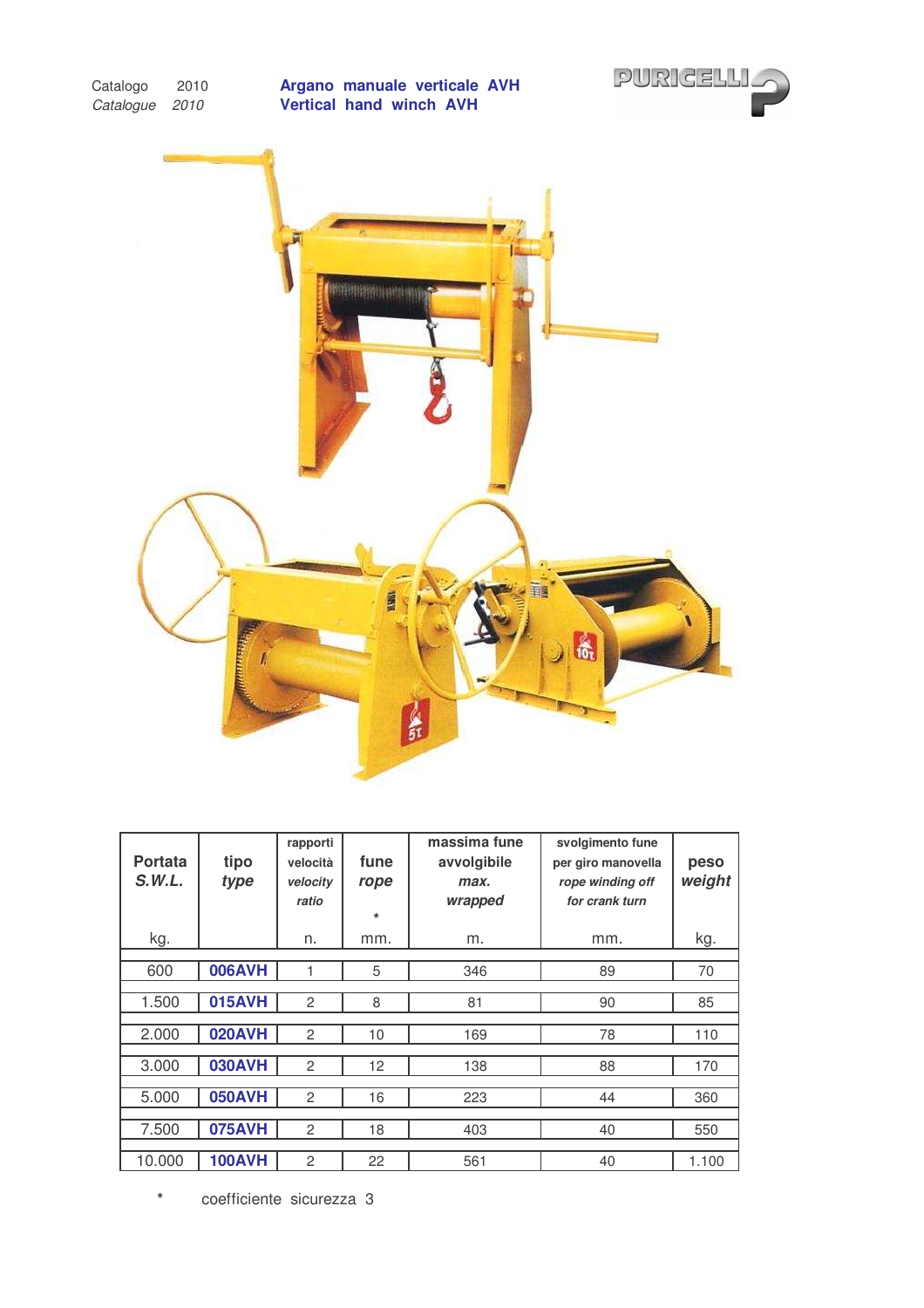Catalogo 2010
*Catalogue 2010*

# Argano manuale verticale AVH
# Vertical hand winch AVH

| Portata *S.W.L.* kg. | tipo *type* | rapporti velocità *velocity ratio* n. | fune *rope* * mm. | massima fune avvolgibile *max. wrapped* m. | svolgimento fune per giro manovella *rope winding off for crank turn* mm. | peso *weight* kg. |
|---|---|---|---|---|---|---|
| 600 | **006AVH** | 1 | 5 | 346 | 89 | 70 |
| 1.500 | **015AVH** | 2 | 8 | 81 | 90 | 85 |
| 2.000 | **020AVH** | 2 | 10 | 169 | 78 | 110 |
| 3.000 | **030AVH** | 2 | 12 | 138 | 88 | 170 |
| 5.000 | **050AVH** | 2 | 16 | 223 | 44 | 360 |
| 7.500 | **075AVH** | 2 | 18 | 403 | 40 | 550 |
| 10.000 | **100AVH** | 2 | 22 | 561 | 40 | 1.100 |

* coefficiente sicurezza 3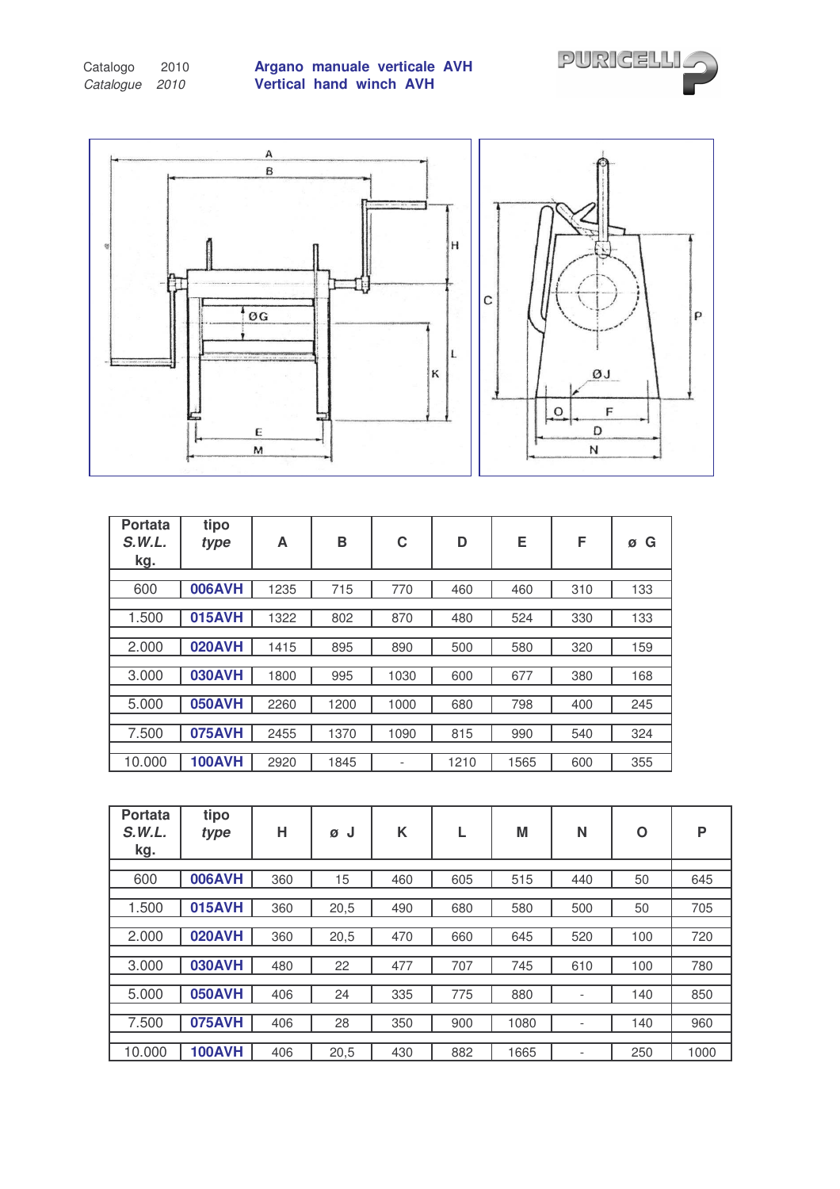Catalogo 2010
*Catalogue 2010*

**Argano manuale verticale AVH**
**Vertical hand winch AVH**

A
B
ØG
H
L
K
E
M

C
P
ØJ
O
F
D
N

| Portata *S.W.L.* kg. | tipo *type* | A | B | C | D | E | F | ø G |
|---|---|---|---|---|---|---|---|---|
| 600 | **006AVH** | 1235 | 715 | 770 | 460 | 460 | 310 | 133 |
| 1.500 | **015AVH** | 1322 | 802 | 870 | 480 | 524 | 330 | 133 |
| 2.000 | **020AVH** | 1415 | 895 | 890 | 500 | 580 | 320 | 159 |
| 3.000 | **030AVH** | 1800 | 995 | 1030 | 600 | 677 | 380 | 168 |
| 5.000 | **050AVH** | 2260 | 1200 | 1000 | 680 | 798 | 400 | 245 |
| 7.500 | **075AVH** | 2455 | 1370 | 1090 | 815 | 990 | 540 | 324 |
| 10.000 | **100AVH** | 2920 | 1845 | - | 1210 | 1565 | 600 | 355 |

| Portata *S.W.L.* kg. | tipo *type* | H | ø J | K | L | M | N | O | P |
|---|---|---|---|---|---|---|---|---|---|
| 600 | **006AVH** | 360 | 15 | 460 | 605 | 515 | 440 | 50 | 645 |
| 1.500 | **015AVH** | 360 | 20,5 | 490 | 680 | 580 | 500 | 50 | 705 |
| 2.000 | **020AVH** | 360 | 20,5 | 470 | 660 | 645 | 520 | 100 | 720 |
| 3.000 | **030AVH** | 480 | 22 | 477 | 707 | 745 | 610 | 100 | 780 |
| 5.000 | **050AVH** | 406 | 24 | 335 | 775 | 880 | - | 140 | 850 |
| 7.500 | **075AVH** | 406 | 28 | 350 | 900 | 1080 | - | 140 | 960 |
| 10.000 | **100AVH** | 406 | 20,5 | 430 | 882 | 1665 | - | 250 | 1000 |